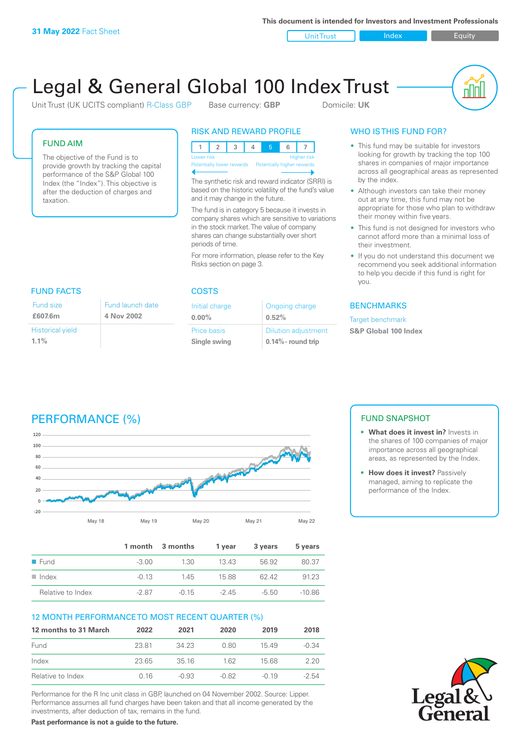31 May 2022 Fact Sheet

This document is intended for Investors and Investment Professionals

Unit Trust | Index | Equity

# Legal & General Global 100 Index Trust

Unit Trust (UK UCITS compliant) R-Class GBP    Base currency: **GBP**    Domicile: **UK**

## FUND AIM

The objective of the Fund is to provide growth by tracking the capital performance of the S&P Global 100 Index (the "Index"). This objective is after the deduction of charges and taxation.

## RISK AND REWARD PROFILE

| 1 | 2 | 3 | 4 | 5 | 6 | 7 |
|---|---|---|---|---|---|---|

Lower risk — Potentially lower rewards | Higher risk — Potentially higher rewards

The synthetic risk and reward indicator (SRRI) is based on the historic volatility of the fund's value and it may change in the future.

The fund is in category 5 because it invests in company shares which are sensitive to variations in the stock market. The value of company shares can change substantially over short periods of time.

For more information, please refer to the Key Risks section on page 3.

## WHO IS THIS FUND FOR?

- This fund may be suitable for investors looking for growth by tracking the top 100 shares in companies of major importance across all geographical areas as represented by the index.
- Although investors can take their money out at any time, this fund may not be appropriate for those who plan to withdraw their money within five years.
- This fund is not designed for investors who cannot afford more than a minimal loss of their investment.
- If you do not understand this document we recommend you seek additional information to help you decide if this fund is right for you.

## FUND FACTS

| Fund size | Fund launch date |
|---|---|
| **£607.6m** | **4 Nov 2002** |
| Historical yield | |
| **1.1%** | |

## COSTS

| Initial charge | Ongoing charge |
|---|---|
| **0.00%** | **0.52%** |
| Price basis | Dilution adjustment |
| **Single swing** | **0.14% - round trip** |

## BENCHMARKS

Target benchmark

**S&P Global 100 Index**

## PERFORMANCE (%)

120
100
80
60
40
20
0
-20
May 18
May 19
May 20
May 21
May 22

| | 1 month | 3 months | 1 year | 3 years | 5 years |
|---|---|---|---|---|---|
| Fund | -3.00 | 1.30 | 13.43 | 56.92 | 80.37 |
| Index | -0.13 | 1.45 | 15.88 | 62.42 | 91.23 |
| Relative to Index | -2.87 | -0.15 | -2.45 | -5.50 | -10.86 |

## FUND SNAPSHOT

- **What does it invest in?** Invests in the shares of 100 companies of major importance across all geographical areas, as represented by the Index.
- **How does it invest?** Passively managed, aiming to replicate the performance of the Index.

## 12 MONTH PERFORMANCE TO MOST RECENT QUARTER (%)

| 12 months to 31 March | 2022 | 2021 | 2020 | 2019 | 2018 |
|---|---|---|---|---|---|
| Fund | 23.81 | 34.23 | 0.80 | 15.49 | -0.34 |
| Index | 23.65 | 35.16 | 1.62 | 15.68 | 2.20 |
| Relative to Index | 0.16 | -0.93 | -0.82 | -0.19 | -2.54 |

Performance for the R Inc unit class in GBP, launched on 04 November 2002. Source: Lipper. Performance assumes all fund charges have been taken and that all income generated by the investments, after deduction of tax, remains in the fund.

**Past performance is not a guide to the future.**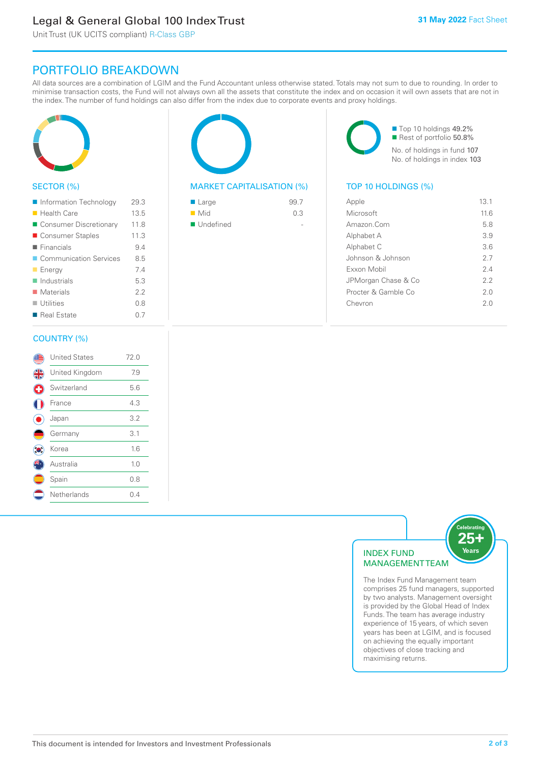# Legal & General Global 100 Index Trust

Unit Trust (UK UCITS compliant) R-Class GBP

31 May 2022 Fact Sheet

## PORTFOLIO BREAKDOWN

All data sources are a combination of LGIM and the Fund Accountant unless otherwise stated. Totals may not sum to due to rounding. In order to minimise transaction costs, the Fund will not always own all the assets that constitute the index and on occasion it will own assets that are not in the index. The number of fund holdings can also differ from the index due to corporate events and proxy holdings.

### SECTOR (%)

| | |
|---|---|
| Information Technology | 29.3 |
| Health Care | 13.5 |
| Consumer Discretionary | 11.8 |
| Consumer Staples | 11.3 |
| Financials | 9.4 |
| Communication Services | 8.5 |
| Energy | 7.4 |
| Industrials | 5.3 |
| Materials | 2.2 |
| Utilities | 0.8 |
| Real Estate | 0.7 |

### MARKET CAPITALISATION (%)

| | |
|---|---|
| Large | 99.7 |
| Mid | 0.3 |
| Undefined | - |

Top 10 holdings 49.2%
Rest of portfolio 50.8%
No. of holdings in fund 107
No. of holdings in index 103

### TOP 10 HOLDINGS (%)

| | |
|---|---|
| Apple | 13.1 |
| Microsoft | 11.6 |
| Amazon.Com | 5.8 |
| Alphabet A | 3.9 |
| Alphabet C | 3.6 |
| Johnson & Johnson | 2.7 |
| Exxon Mobil | 2.4 |
| JPMorgan Chase & Co | 2.2 |
| Procter & Gamble Co | 2.0 |
| Chevron | 2.0 |

### COUNTRY (%)

| | |
|---|---|
| United States | 72.0 |
| United Kingdom | 7.9 |
| Switzerland | 5.6 |
| France | 4.3 |
| Japan | 3.2 |
| Germany | 3.1 |
| Korea | 1.6 |
| Australia | 1.0 |
| Spain | 0.8 |
| Netherlands | 0.4 |

### INDEX FUND MANAGEMENT TEAM

Celebrating 25+ Years

The Index Fund Management team comprises 25 fund managers, supported by two analysts. Management oversight is provided by the Global Head of Index Funds. The team has average industry experience of 15 years, of which seven years has been at LGIM, and is focused on achieving the equally important objectives of close tracking and maximising returns.

This document is intended for Investors and Investment Professionals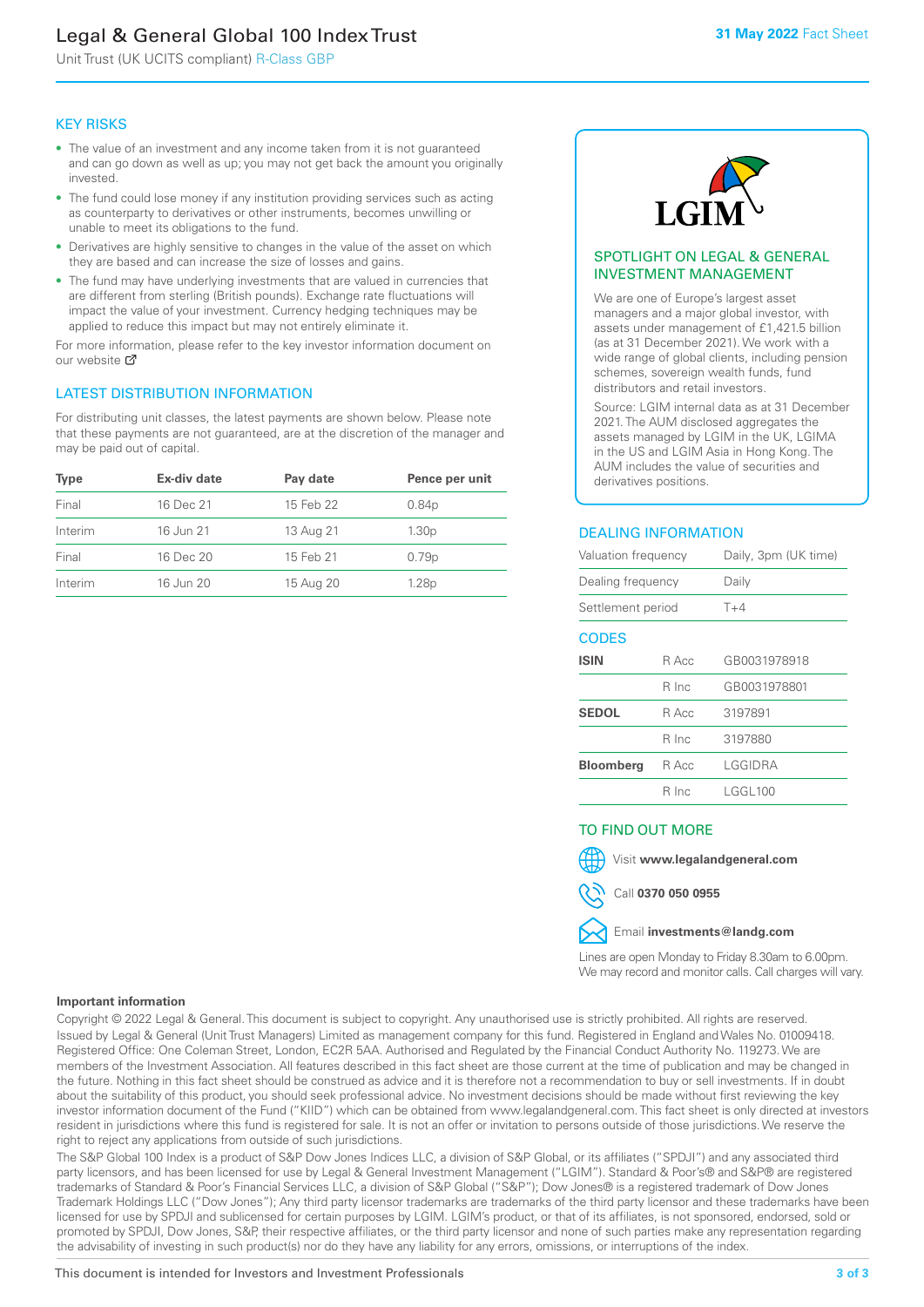# Legal & General Global 100 Index Trust

Unit Trust (UK UCITS compliant) R-Class GBP

**31 May 2022** Fact Sheet

## KEY RISKS

- The value of an investment and any income taken from it is not guaranteed and can go down as well as up; you may not get back the amount you originally invested.
- The fund could lose money if any institution providing services such as acting as counterparty to derivatives or other instruments, becomes unwilling or unable to meet its obligations to the fund.
- Derivatives are highly sensitive to changes in the value of the asset on which they are based and can increase the size of losses and gains.
- The fund may have underlying investments that are valued in currencies that are different from sterling (British pounds). Exchange rate fluctuations will impact the value of your investment. Currency hedging techniques may be applied to reduce this impact but may not entirely eliminate it.

For more information, please refer to the key investor information document on our website

## LATEST DISTRIBUTION INFORMATION

For distributing unit classes, the latest payments are shown below. Please note that these payments are not guaranteed, are at the discretion of the manager and may be paid out of capital.

| Type | Ex-div date | Pay date | Pence per unit |
|---|---|---|---|
| Final | 16 Dec 21 | 15 Feb 22 | 0.84p |
| Interim | 16 Jun 21 | 13 Aug 21 | 1.30p |
| Final | 16 Dec 20 | 15 Feb 21 | 0.79p |
| Interim | 16 Jun 20 | 15 Aug 20 | 1.28p |

## SPOTLIGHT ON LEGAL & GENERAL INVESTMENT MANAGEMENT

We are one of Europe's largest asset managers and a major global investor, with assets under management of £1,421.5 billion (as at 31 December 2021). We work with a wide range of global clients, including pension schemes, sovereign wealth funds, fund distributors and retail investors.

Source: LGIM internal data as at 31 December 2021. The AUM disclosed aggregates the assets managed by LGIM in the UK, LGIMA in the US and LGIM Asia in Hong Kong. The AUM includes the value of securities and derivatives positions.

## DEALING INFORMATION

| | |
|---|---|
| Valuation frequency | Daily, 3pm (UK time) |
| Dealing frequency | Daily |
| Settlement period | T+4 |

## CODES

| | | |
|---|---|---|
| **ISIN** | R Acc | GB0031978918 |
| | R Inc | GB0031978801 |
| **SEDOL** | R Acc | 3197891 |
| | R Inc | 3197880 |
| **Bloomberg** | R Acc | LGGIDRA |
| | R Inc | LGGL100 |

## TO FIND OUT MORE

Visit **www.legalandgeneral.com**

Call **0370 050 0955**

Email **investments@landg.com**

Lines are open Monday to Friday 8.30am to 6.00pm. We may record and monitor calls. Call charges will vary.

**Important information**

Copyright © 2022 Legal & General. This document is subject to copyright. Any unauthorised use is strictly prohibited. All rights are reserved. Issued by Legal & General (Unit Trust Managers) Limited as management company for this fund. Registered in England and Wales No. 01009418. Registered Office: One Coleman Street, London, EC2R 5AA. Authorised and Regulated by the Financial Conduct Authority No. 119273. We are members of the Investment Association. All features described in this fact sheet are those current at the time of publication and may be changed in the future. Nothing in this fact sheet should be construed as advice and it is therefore not a recommendation to buy or sell investments. If in doubt about the suitability of this product, you should seek professional advice. No investment decisions should be made without first reviewing the key investor information document of the Fund ("KIID") which can be obtained from www.legalandgeneral.com. This fact sheet is only directed at investors resident in jurisdictions where this fund is registered for sale. It is not an offer or invitation to persons outside of those jurisdictions. We reserve the right to reject any applications from outside of such jurisdictions.

The S&P Global 100 Index is a product of S&P Dow Jones Indices LLC, a division of S&P Global, or its affiliates ("SPDJI") and any associated third party licensors, and has been licensed for use by Legal & General Investment Management ("LGIM"). Standard & Poor's® and S&P® are registered trademarks of Standard & Poor's Financial Services LLC, a division of S&P Global ("S&P"); Dow Jones® is a registered trademark of Dow Jones Trademark Holdings LLC ("Dow Jones"); Any third party licensor trademarks are trademarks of the third party licensor and these trademarks have been licensed for use by SPDJI and sublicensed for certain purposes by LGIM. LGIM's product, or that of its affiliates, is not sponsored, endorsed, sold or promoted by SPDJI, Dow Jones, S&P, their respective affiliates, or the third party licensor and none of such parties make any representation regarding the advisability of investing in such product(s) nor do they have any liability for any errors, omissions, or interruptions of the index.

This document is intended for Investors and Investment Professionals